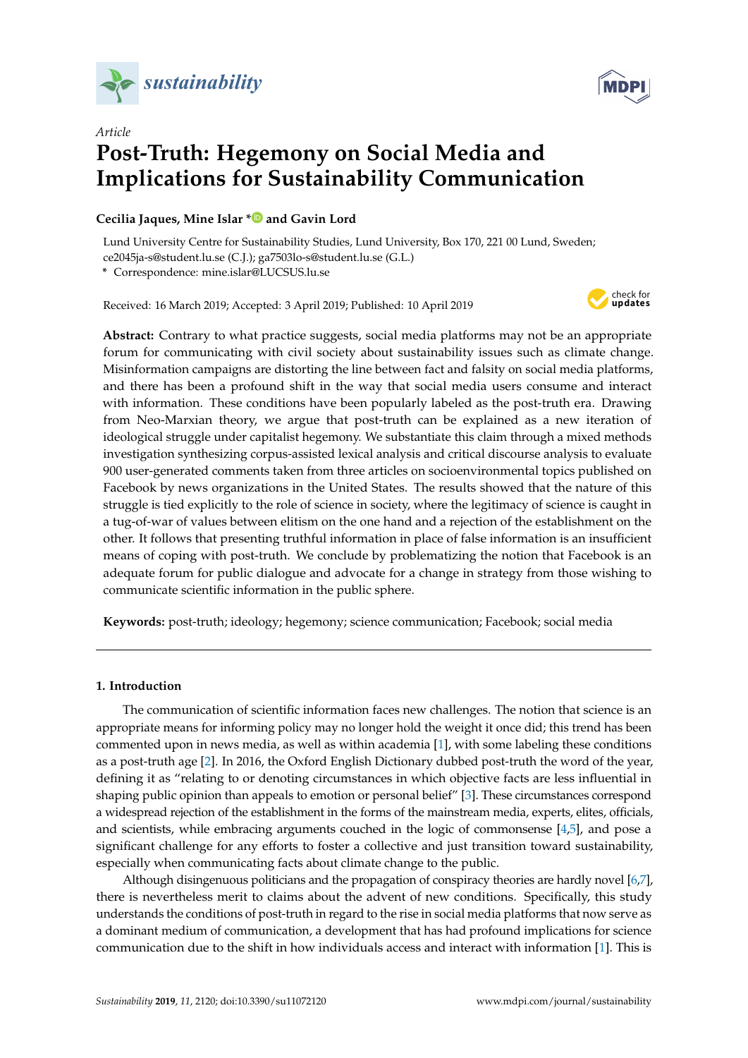*Article*

# Post-Truth: Hegemony on Social Media and Implications for Sustainability Communication

**Cecilia Jaques, Mine Islar * and Gavin Lord**

Lund University Centre for Sustainability Studies, Lund University, Box 170, 221 00 Lund, Sweden; ce2045ja-s@student.lu.se (C.J.); ga7503lo-s@student.lu.se (G.L.)

* Correspondence: mine.islar@LUCSUS.lu.se

Received: 16 March 2019; Accepted: 3 April 2019; Published: 10 April 2019

**Abstract:** Contrary to what practice suggests, social media platforms may not be an appropriate forum for communicating with civil society about sustainability issues such as climate change. Misinformation campaigns are distorting the line between fact and falsity on social media platforms, and there has been a profound shift in the way that social media users consume and interact with information. These conditions have been popularly labeled as the post-truth era. Drawing from Neo-Marxian theory, we argue that post-truth can be explained as a new iteration of ideological struggle under capitalist hegemony. We substantiate this claim through a mixed methods investigation synthesizing corpus-assisted lexical analysis and critical discourse analysis to evaluate 900 user-generated comments taken from three articles on socioenvironmental topics published on Facebook by news organizations in the United States. The results showed that the nature of this struggle is tied explicitly to the role of science in society, where the legitimacy of science is caught in a tug-of-war of values between elitism on the one hand and a rejection of the establishment on the other. It follows that presenting truthful information in place of false information is an insufficient means of coping with post-truth. We conclude by problematizing the notion that Facebook is an adequate forum for public dialogue and advocate for a change in strategy from those wishing to communicate scientific information in the public sphere.

**Keywords:** post-truth; ideology; hegemony; science communication; Facebook; social media

## 1. Introduction

The communication of scientific information faces new challenges. The notion that science is an appropriate means for informing policy may no longer hold the weight it once did; this trend has been commented upon in news media, as well as within academia [1], with some labeling these conditions as a post-truth age [2]. In 2016, the Oxford English Dictionary dubbed post-truth the word of the year, defining it as "relating to or denoting circumstances in which objective facts are less influential in shaping public opinion than appeals to emotion or personal belief" [3]. These circumstances correspond a widespread rejection of the establishment in the forms of the mainstream media, experts, elites, officials, and scientists, while embracing arguments couched in the logic of commonsense [4,5], and pose a significant challenge for any efforts to foster a collective and just transition toward sustainability, especially when communicating facts about climate change to the public.

Although disingenuous politicians and the propagation of conspiracy theories are hardly novel [6,7], there is nevertheless merit to claims about the advent of new conditions. Specifically, this study understands the conditions of post-truth in regard to the rise in social media platforms that now serve as a dominant medium of communication, a development that has had profound implications for science communication due to the shift in how individuals access and interact with information [1]. This is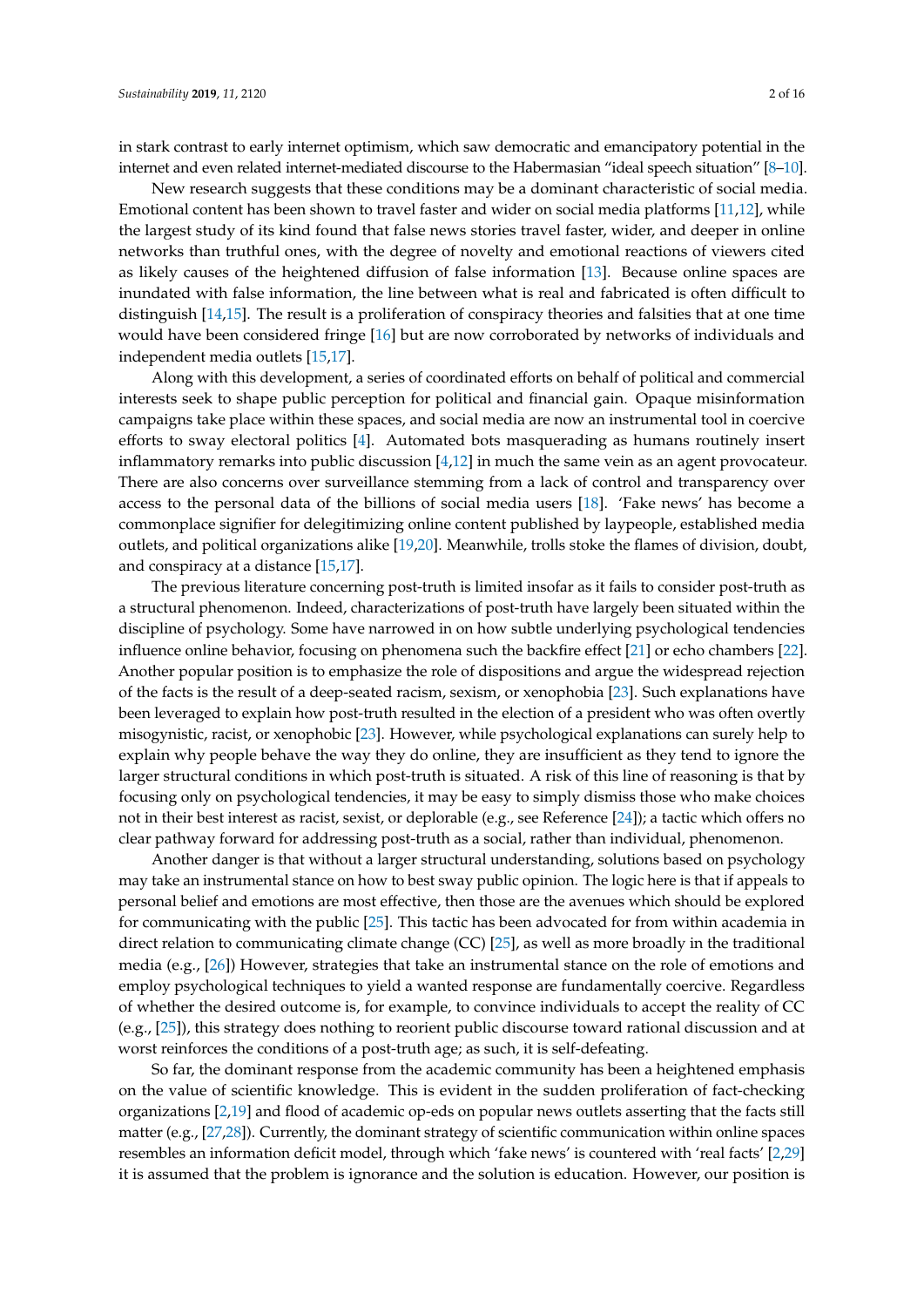in stark contrast to early internet optimism, which saw democratic and emancipatory potential in the internet and even related internet-mediated discourse to the Habermasian "ideal speech situation" [8–10].

New research suggests that these conditions may be a dominant characteristic of social media. Emotional content has been shown to travel faster and wider on social media platforms [11,12], while the largest study of its kind found that false news stories travel faster, wider, and deeper in online networks than truthful ones, with the degree of novelty and emotional reactions of viewers cited as likely causes of the heightened diffusion of false information [13]. Because online spaces are inundated with false information, the line between what is real and fabricated is often difficult to distinguish [14,15]. The result is a proliferation of conspiracy theories and falsities that at one time would have been considered fringe [16] but are now corroborated by networks of individuals and independent media outlets [15,17].

Along with this development, a series of coordinated efforts on behalf of political and commercial interests seek to shape public perception for political and financial gain. Opaque misinformation campaigns take place within these spaces, and social media are now an instrumental tool in coercive efforts to sway electoral politics [4]. Automated bots masquerading as humans routinely insert inflammatory remarks into public discussion [4,12] in much the same vein as an agent provocateur. There are also concerns over surveillance stemming from a lack of control and transparency over access to the personal data of the billions of social media users [18]. 'Fake news' has become a commonplace signifier for delegitimizing online content published by laypeople, established media outlets, and political organizations alike [19,20]. Meanwhile, trolls stoke the flames of division, doubt, and conspiracy at a distance [15,17].

The previous literature concerning post-truth is limited insofar as it fails to consider post-truth as a structural phenomenon. Indeed, characterizations of post-truth have largely been situated within the discipline of psychology. Some have narrowed in on how subtle underlying psychological tendencies influence online behavior, focusing on phenomena such the backfire effect [21] or echo chambers [22]. Another popular position is to emphasize the role of dispositions and argue the widespread rejection of the facts is the result of a deep-seated racism, sexism, or xenophobia [23]. Such explanations have been leveraged to explain how post-truth resulted in the election of a president who was often overtly misogynistic, racist, or xenophobic [23]. However, while psychological explanations can surely help to explain why people behave the way they do online, they are insufficient as they tend to ignore the larger structural conditions in which post-truth is situated. A risk of this line of reasoning is that by focusing only on psychological tendencies, it may be easy to simply dismiss those who make choices not in their best interest as racist, sexist, or deplorable (e.g., see Reference [24]); a tactic which offers no clear pathway forward for addressing post-truth as a social, rather than individual, phenomenon.

Another danger is that without a larger structural understanding, solutions based on psychology may take an instrumental stance on how to best sway public opinion. The logic here is that if appeals to personal belief and emotions are most effective, then those are the avenues which should be explored for communicating with the public [25]. This tactic has been advocated for from within academia in direct relation to communicating climate change (CC) [25], as well as more broadly in the traditional media (e.g., [26]) However, strategies that take an instrumental stance on the role of emotions and employ psychological techniques to yield a wanted response are fundamentally coercive. Regardless of whether the desired outcome is, for example, to convince individuals to accept the reality of CC (e.g., [25]), this strategy does nothing to reorient public discourse toward rational discussion and at worst reinforces the conditions of a post-truth age; as such, it is self-defeating.

So far, the dominant response from the academic community has been a heightened emphasis on the value of scientific knowledge. This is evident in the sudden proliferation of fact-checking organizations [2,19] and flood of academic op-eds on popular news outlets asserting that the facts still matter (e.g., [27,28]). Currently, the dominant strategy of scientific communication within online spaces resembles an information deficit model, through which 'fake news' is countered with 'real facts' [2,29] it is assumed that the problem is ignorance and the solution is education. However, our position is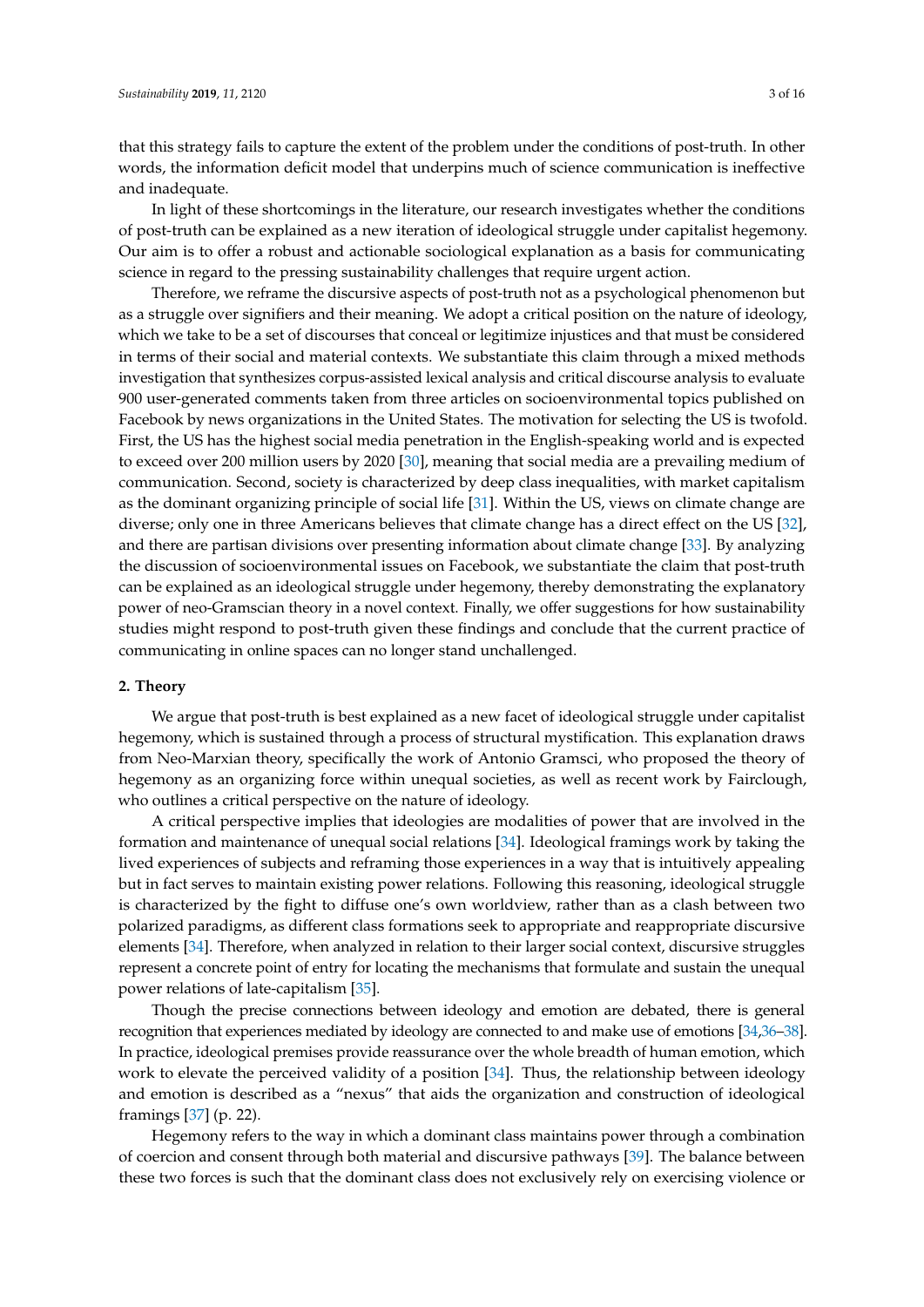that this strategy fails to capture the extent of the problem under the conditions of post-truth. In other words, the information deficit model that underpins much of science communication is ineffective and inadequate.

In light of these shortcomings in the literature, our research investigates whether the conditions of post-truth can be explained as a new iteration of ideological struggle under capitalist hegemony. Our aim is to offer a robust and actionable sociological explanation as a basis for communicating science in regard to the pressing sustainability challenges that require urgent action.

Therefore, we reframe the discursive aspects of post-truth not as a psychological phenomenon but as a struggle over signifiers and their meaning. We adopt a critical position on the nature of ideology, which we take to be a set of discourses that conceal or legitimize injustices and that must be considered in terms of their social and material contexts. We substantiate this claim through a mixed methods investigation that synthesizes corpus-assisted lexical analysis and critical discourse analysis to evaluate 900 user-generated comments taken from three articles on socioenvironmental topics published on Facebook by news organizations in the United States. The motivation for selecting the US is twofold. First, the US has the highest social media penetration in the English-speaking world and is expected to exceed over 200 million users by 2020 [30], meaning that social media are a prevailing medium of communication. Second, society is characterized by deep class inequalities, with market capitalism as the dominant organizing principle of social life [31]. Within the US, views on climate change are diverse; only one in three Americans believes that climate change has a direct effect on the US [32], and there are partisan divisions over presenting information about climate change [33]. By analyzing the discussion of socioenvironmental issues on Facebook, we substantiate the claim that post-truth can be explained as an ideological struggle under hegemony, thereby demonstrating the explanatory power of neo-Gramscian theory in a novel context. Finally, we offer suggestions for how sustainability studies might respond to post-truth given these findings and conclude that the current practice of communicating in online spaces can no longer stand unchallenged.

## 2. Theory

We argue that post-truth is best explained as a new facet of ideological struggle under capitalist hegemony, which is sustained through a process of structural mystification. This explanation draws from Neo-Marxian theory, specifically the work of Antonio Gramsci, who proposed the theory of hegemony as an organizing force within unequal societies, as well as recent work by Fairclough, who outlines a critical perspective on the nature of ideology.

A critical perspective implies that ideologies are modalities of power that are involved in the formation and maintenance of unequal social relations [34]. Ideological framings work by taking the lived experiences of subjects and reframing those experiences in a way that is intuitively appealing but in fact serves to maintain existing power relations. Following this reasoning, ideological struggle is characterized by the fight to diffuse one's own worldview, rather than as a clash between two polarized paradigms, as different class formations seek to appropriate and reappropriate discursive elements [34]. Therefore, when analyzed in relation to their larger social context, discursive struggles represent a concrete point of entry for locating the mechanisms that formulate and sustain the unequal power relations of late-capitalism [35].

Though the precise connections between ideology and emotion are debated, there is general recognition that experiences mediated by ideology are connected to and make use of emotions [34,36–38]. In practice, ideological premises provide reassurance over the whole breadth of human emotion, which work to elevate the perceived validity of a position [34]. Thus, the relationship between ideology and emotion is described as a "nexus" that aids the organization and construction of ideological framings [37] (p. 22).

Hegemony refers to the way in which a dominant class maintains power through a combination of coercion and consent through both material and discursive pathways [39]. The balance between these two forces is such that the dominant class does not exclusively rely on exercising violence or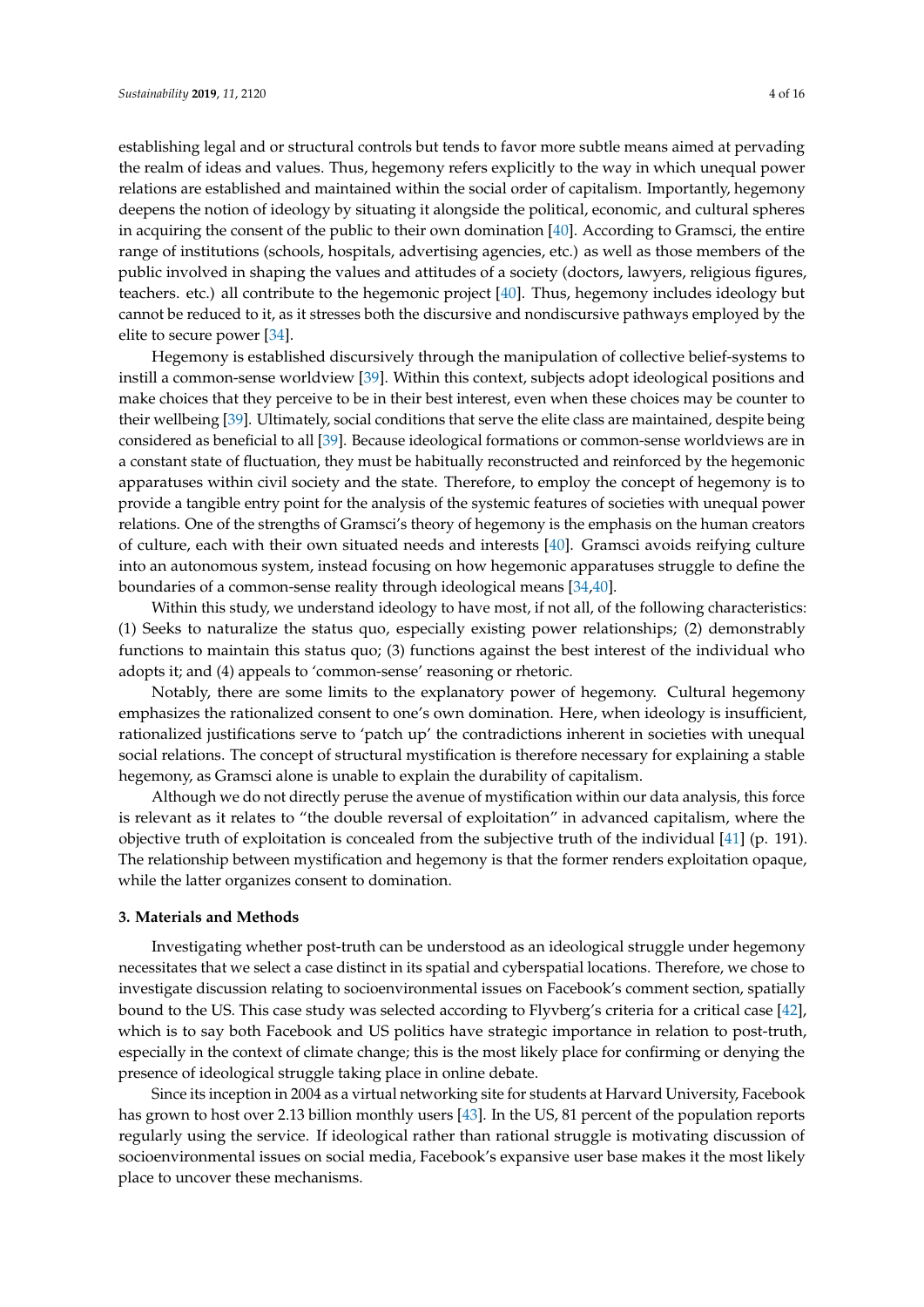establishing legal and or structural controls but tends to favor more subtle means aimed at pervading the realm of ideas and values. Thus, hegemony refers explicitly to the way in which unequal power relations are established and maintained within the social order of capitalism. Importantly, hegemony deepens the notion of ideology by situating it alongside the political, economic, and cultural spheres in acquiring the consent of the public to their own domination [40]. According to Gramsci, the entire range of institutions (schools, hospitals, advertising agencies, etc.) as well as those members of the public involved in shaping the values and attitudes of a society (doctors, lawyers, religious figures, teachers. etc.) all contribute to the hegemonic project [40]. Thus, hegemony includes ideology but cannot be reduced to it, as it stresses both the discursive and nondiscursive pathways employed by the elite to secure power [34].

Hegemony is established discursively through the manipulation of collective belief-systems to instill a common-sense worldview [39]. Within this context, subjects adopt ideological positions and make choices that they perceive to be in their best interest, even when these choices may be counter to their wellbeing [39]. Ultimately, social conditions that serve the elite class are maintained, despite being considered as beneficial to all [39]. Because ideological formations or common-sense worldviews are in a constant state of fluctuation, they must be habitually reconstructed and reinforced by the hegemonic apparatuses within civil society and the state. Therefore, to employ the concept of hegemony is to provide a tangible entry point for the analysis of the systemic features of societies with unequal power relations. One of the strengths of Gramsci's theory of hegemony is the emphasis on the human creators of culture, each with their own situated needs and interests [40]. Gramsci avoids reifying culture into an autonomous system, instead focusing on how hegemonic apparatuses struggle to define the boundaries of a common-sense reality through ideological means [34,40].

Within this study, we understand ideology to have most, if not all, of the following characteristics: (1) Seeks to naturalize the status quo, especially existing power relationships; (2) demonstrably functions to maintain this status quo; (3) functions against the best interest of the individual who adopts it; and (4) appeals to 'common-sense' reasoning or rhetoric.

Notably, there are some limits to the explanatory power of hegemony. Cultural hegemony emphasizes the rationalized consent to one's own domination. Here, when ideology is insufficient, rationalized justifications serve to 'patch up' the contradictions inherent in societies with unequal social relations. The concept of structural mystification is therefore necessary for explaining a stable hegemony, as Gramsci alone is unable to explain the durability of capitalism.

Although we do not directly peruse the avenue of mystification within our data analysis, this force is relevant as it relates to "the double reversal of exploitation" in advanced capitalism, where the objective truth of exploitation is concealed from the subjective truth of the individual [41] (p. 191). The relationship between mystification and hegemony is that the former renders exploitation opaque, while the latter organizes consent to domination.

## 3. Materials and Methods

Investigating whether post-truth can be understood as an ideological struggle under hegemony necessitates that we select a case distinct in its spatial and cyberspatial locations. Therefore, we chose to investigate discussion relating to socioenvironmental issues on Facebook's comment section, spatially bound to the US. This case study was selected according to Flyvberg's criteria for a critical case [42], which is to say both Facebook and US politics have strategic importance in relation to post-truth, especially in the context of climate change; this is the most likely place for confirming or denying the presence of ideological struggle taking place in online debate.

Since its inception in 2004 as a virtual networking site for students at Harvard University, Facebook has grown to host over 2.13 billion monthly users [43]. In the US, 81 percent of the population reports regularly using the service. If ideological rather than rational struggle is motivating discussion of socioenvironmental issues on social media, Facebook's expansive user base makes it the most likely place to uncover these mechanisms.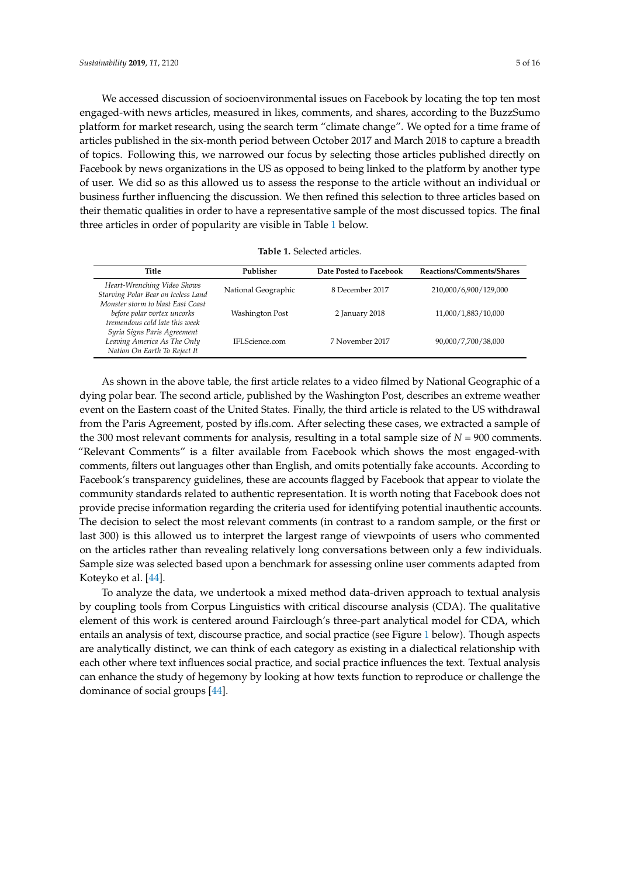We accessed discussion of socioenvironmental issues on Facebook by locating the top ten most engaged-with news articles, measured in likes, comments, and shares, according to the BuzzSumo platform for market research, using the search term "climate change". We opted for a time frame of articles published in the six-month period between October 2017 and March 2018 to capture a breadth of topics. Following this, we narrowed our focus by selecting those articles published directly on Facebook by news organizations in the US as opposed to being linked to the platform by another type of user. We did so as this allowed us to assess the response to the article without an individual or business further influencing the discussion. We then refined this selection to three articles based on their thematic qualities in order to have a representative sample of the most discussed topics. The final three articles in order of popularity are visible in Table 1 below.

**Table 1.** Selected articles.

| Title | Publisher | Date Posted to Facebook | Reactions/Comments/Shares |
|---|---|---|---|
| *Heart-Wrenching Video Shows Starving Polar Bear on Iceless Land* | National Geographic | 8 December 2017 | 210,000/6,900/129,000 |
| *Monster storm to blast East Coast before polar vortex uncorks tremendous cold late this week* | Washington Post | 2 January 2018 | 11,000/1,883/10,000 |
| *Syria Signs Paris Agreement Leaving America As The Only Nation On Earth To Reject It* | IFLScience.com | 7 November 2017 | 90,000/7,700/38,000 |

As shown in the above table, the first article relates to a video filmed by National Geographic of a dying polar bear. The second article, published by the Washington Post, describes an extreme weather event on the Eastern coast of the United States. Finally, the third article is related to the US withdrawal from the Paris Agreement, posted by ifls.com. After selecting these cases, we extracted a sample of the 300 most relevant comments for analysis, resulting in a total sample size of $N = 900$ comments. "Relevant Comments" is a filter available from Facebook which shows the most engaged-with comments, filters out languages other than English, and omits potentially fake accounts. According to Facebook's transparency guidelines, these are accounts flagged by Facebook that appear to violate the community standards related to authentic representation. It is worth noting that Facebook does not provide precise information regarding the criteria used for identifying potential inauthentic accounts. The decision to select the most relevant comments (in contrast to a random sample, or the first or last 300) is this allowed us to interpret the largest range of viewpoints of users who commented on the articles rather than revealing relatively long conversations between only a few individuals. Sample size was selected based upon a benchmark for assessing online user comments adapted from Koteyko et al. [44].

To analyze the data, we undertook a mixed method data-driven approach to textual analysis by coupling tools from Corpus Linguistics with critical discourse analysis (CDA). The qualitative element of this work is centered around Fairclough's three-part analytical model for CDA, which entails an analysis of text, discourse practice, and social practice (see Figure 1 below). Though aspects are analytically distinct, we can think of each category as existing in a dialectical relationship with each other where text influences social practice, and social practice influences the text. Textual analysis can enhance the study of hegemony by looking at how texts function to reproduce or challenge the dominance of social groups [44].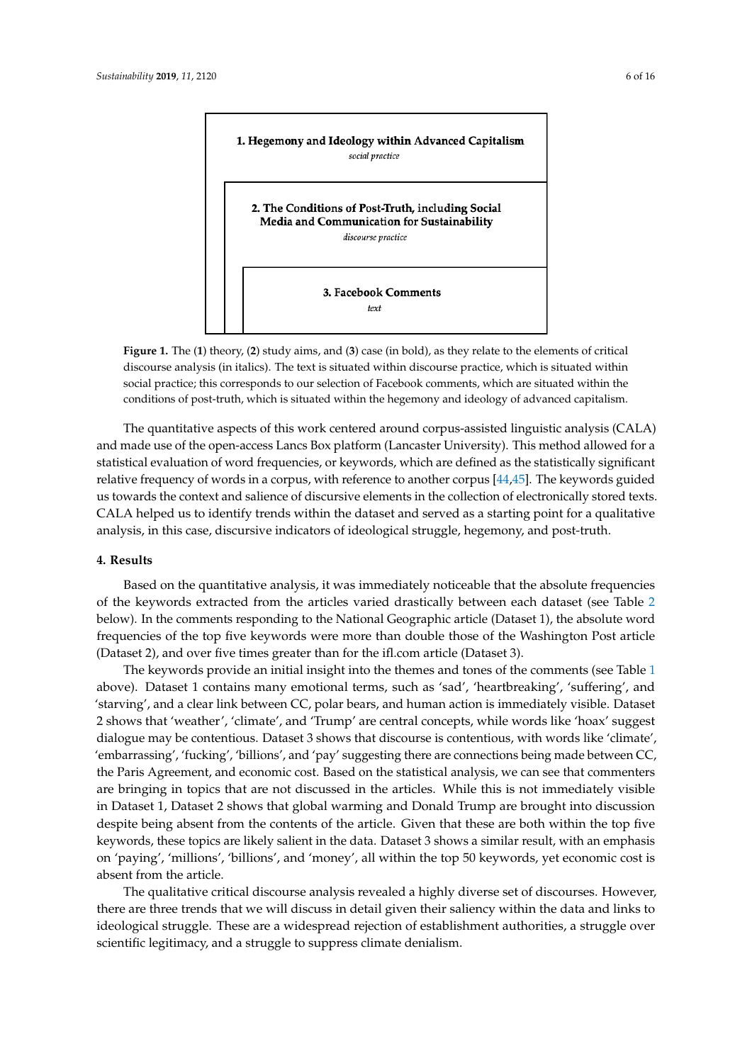**1. Hegemony and Ideology within Advanced Capitalism**
*social practice*

**2. The Conditions of Post-Truth, including Social Media and Communication for Sustainability**
*discourse practice*

**3. Facebook Comments**
*text*

**Figure 1.** The (**1**) theory, (**2**) study aims, and (**3**) case (in bold), as they relate to the elements of critical discourse analysis (in italics). The text is situated within discourse practice, which is situated within social practice; this corresponds to our selection of Facebook comments, which are situated within the conditions of post-truth, which is situated within the hegemony and ideology of advanced capitalism.

The quantitative aspects of this work centered around corpus-assisted linguistic analysis (CALA) and made use of the open-access Lancs Box platform (Lancaster University). This method allowed for a statistical evaluation of word frequencies, or keywords, which are defined as the statistically significant relative frequency of words in a corpus, with reference to another corpus [44,45]. The keywords guided us towards the context and salience of discursive elements in the collection of electronically stored texts. CALA helped us to identify trends within the dataset and served as a starting point for a qualitative analysis, in this case, discursive indicators of ideological struggle, hegemony, and post-truth.

## 4. Results

Based on the quantitative analysis, it was immediately noticeable that the absolute frequencies of the keywords extracted from the articles varied drastically between each dataset (see Table 2 below). In the comments responding to the National Geographic article (Dataset 1), the absolute word frequencies of the top five keywords were more than double those of the Washington Post article (Dataset 2), and over five times greater than for the ifl.com article (Dataset 3).

The keywords provide an initial insight into the themes and tones of the comments (see Table 1 above). Dataset 1 contains many emotional terms, such as 'sad', 'heartbreaking', 'suffering', and 'starving', and a clear link between CC, polar bears, and human action is immediately visible. Dataset 2 shows that 'weather', 'climate', and 'Trump' are central concepts, while words like 'hoax' suggest dialogue may be contentious. Dataset 3 shows that discourse is contentious, with words like 'climate', 'embarrassing', 'fucking', 'billions', and 'pay' suggesting there are connections being made between CC, the Paris Agreement, and economic cost. Based on the statistical analysis, we can see that commenters are bringing in topics that are not discussed in the articles. While this is not immediately visible in Dataset 1, Dataset 2 shows that global warming and Donald Trump are brought into discussion despite being absent from the contents of the article. Given that these are both within the top five keywords, these topics are likely salient in the data. Dataset 3 shows a similar result, with an emphasis on 'paying', 'millions', 'billions', and 'money', all within the top 50 keywords, yet economic cost is absent from the article.

The qualitative critical discourse analysis revealed a highly diverse set of discourses. However, there are three trends that we will discuss in detail given their saliency within the data and links to ideological struggle. These are a widespread rejection of establishment authorities, a struggle over scientific legitimacy, and a struggle to suppress climate denialism.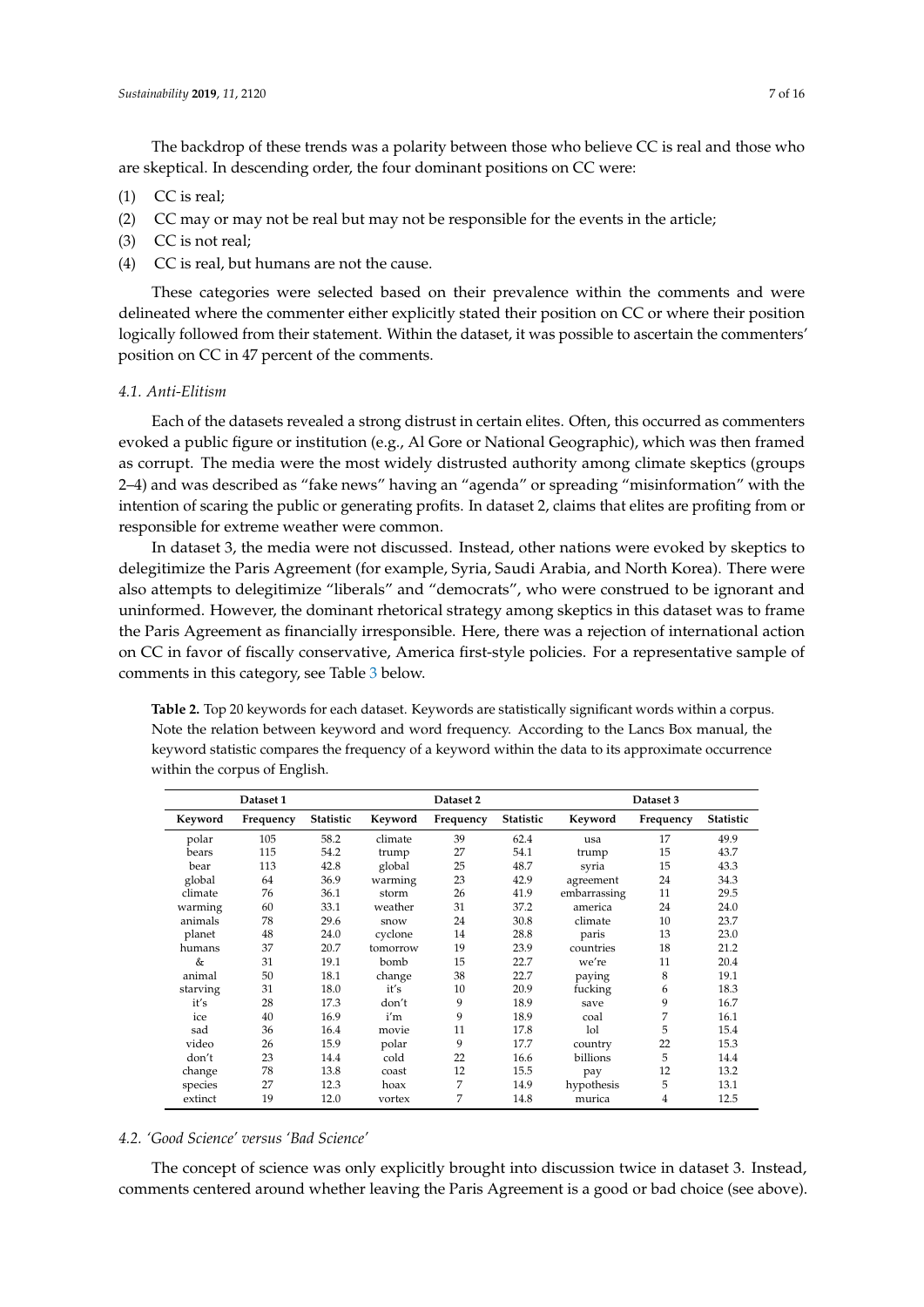The backdrop of these trends was a polarity between those who believe CC is real and those who are skeptical. In descending order, the four dominant positions on CC were:

(1) CC is real;
(2) CC may or may not be real but may not be responsible for the events in the article;
(3) CC is not real;
(4) CC is real, but humans are not the cause.

These categories were selected based on their prevalence within the comments and were delineated where the commenter either explicitly stated their position on CC or where their position logically followed from their statement. Within the dataset, it was possible to ascertain the commenters' position on CC in 47 percent of the comments.

### 4.1. Anti-Elitism

Each of the datasets revealed a strong distrust in certain elites. Often, this occurred as commenters evoked a public figure or institution (e.g., Al Gore or National Geographic), which was then framed as corrupt. The media were the most widely distrusted authority among climate skeptics (groups 2–4) and was described as "fake news" having an "agenda" or spreading "misinformation" with the intention of scaring the public or generating profits. In dataset 2, claims that elites are profiting from or responsible for extreme weather were common.

In dataset 3, the media were not discussed. Instead, other nations were evoked by skeptics to delegitimize the Paris Agreement (for example, Syria, Saudi Arabia, and North Korea). There were also attempts to delegitimize "liberals" and "democrats", who were construed to be ignorant and uninformed. However, the dominant rhetorical strategy among skeptics in this dataset was to frame the Paris Agreement as financially irresponsible. Here, there was a rejection of international action on CC in favor of fiscally conservative, America first-style policies. For a representative sample of comments in this category, see Table 3 below.

**Table 2.** Top 20 keywords for each dataset. Keywords are statistically significant words within a corpus. Note the relation between keyword and word frequency. According to the Lancs Box manual, the keyword statistic compares the frequency of a keyword within the data to its approximate occurrence within the corpus of English.

| Dataset 1 | | | Dataset 2 | | | Dataset 3 | | |
|---|---|---|---|---|---|---|---|---|
| **Keyword** | **Frequency** | **Statistic** | **Keyword** | **Frequency** | **Statistic** | **Keyword** | **Frequency** | **Statistic** |
| polar | 105 | 58.2 | climate | 39 | 62.4 | usa | 17 | 49.9 |
| bears | 115 | 54.2 | trump | 27 | 54.1 | trump | 15 | 43.7 |
| bear | 113 | 42.8 | global | 25 | 48.7 | syria | 15 | 43.3 |
| global | 64 | 36.9 | warming | 23 | 42.9 | agreement | 24 | 34.3 |
| climate | 76 | 36.1 | storm | 26 | 41.9 | embarrassing | 11 | 29.5 |
| warming | 60 | 33.1 | weather | 31 | 37.2 | america | 24 | 24.0 |
| animals | 78 | 29.6 | snow | 24 | 30.8 | climate | 10 | 23.7 |
| planet | 48 | 24.0 | cyclone | 14 | 28.8 | paris | 13 | 23.0 |
| humans | 37 | 20.7 | tomorrow | 19 | 23.9 | countries | 18 | 21.2 |
| & | 31 | 19.1 | bomb | 15 | 22.7 | we're | 11 | 20.4 |
| animal | 50 | 18.1 | change | 38 | 22.7 | paying | 8 | 19.1 |
| starving | 31 | 18.0 | it's | 10 | 20.9 | fucking | 6 | 18.3 |
| it's | 28 | 17.3 | don't | 9 | 18.9 | save | 9 | 16.7 |
| ice | 40 | 16.9 | i'm | 9 | 18.9 | coal | 7 | 16.1 |
| sad | 36 | 16.4 | movie | 11 | 17.8 | lol | 5 | 15.4 |
| video | 26 | 15.9 | polar | 9 | 17.7 | country | 22 | 15.3 |
| don't | 23 | 14.4 | cold | 22 | 16.6 | billions | 5 | 14.4 |
| change | 78 | 13.8 | coast | 12 | 15.5 | pay | 12 | 13.2 |
| species | 27 | 12.3 | hoax | 7 | 14.9 | hypothesis | 5 | 13.1 |
| extinct | 19 | 12.0 | vortex | 7 | 14.8 | murica | 4 | 12.5 |

### 4.2. 'Good Science' versus 'Bad Science'

The concept of science was only explicitly brought into discussion twice in dataset 3. Instead, comments centered around whether leaving the Paris Agreement is a good or bad choice (see above).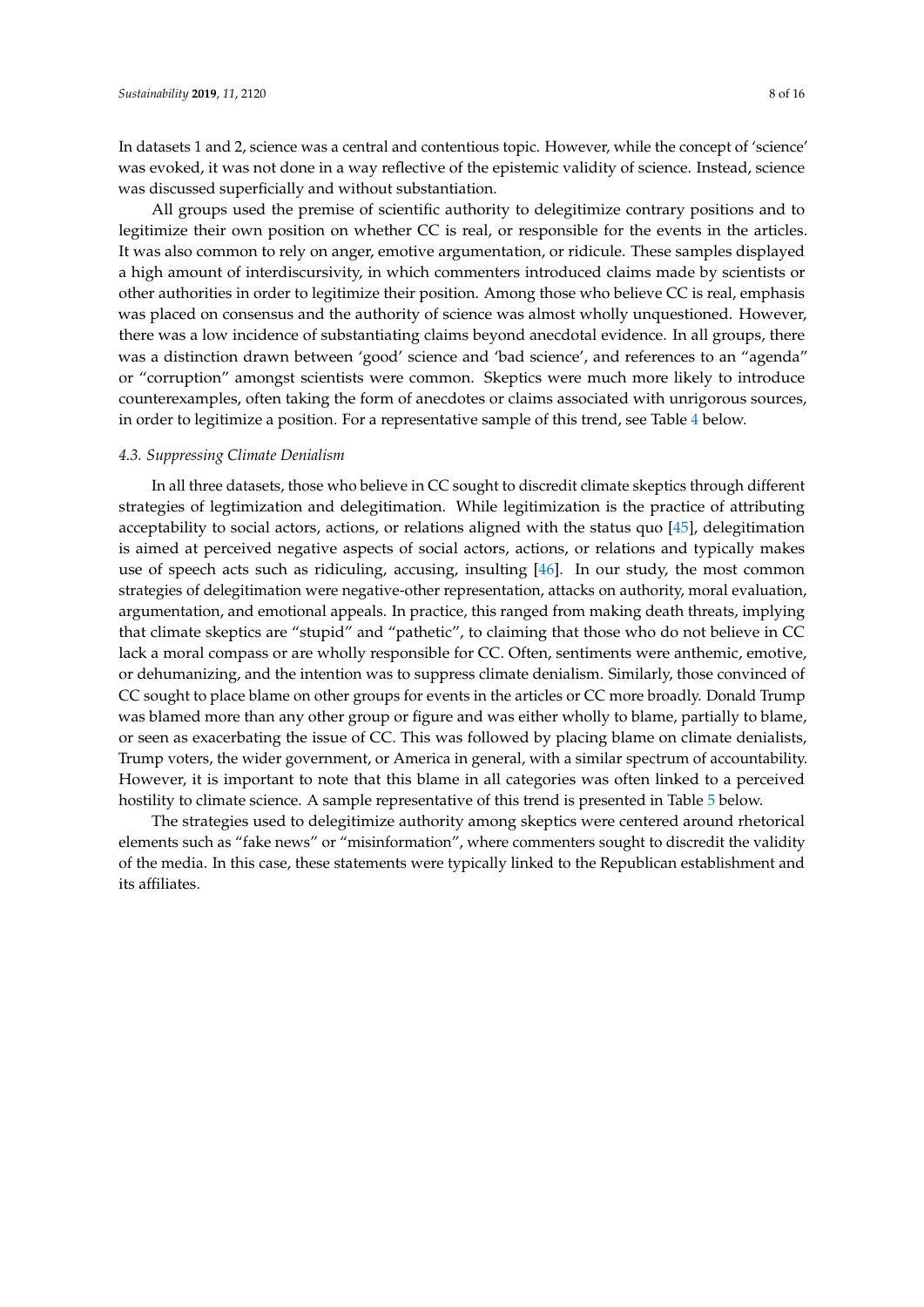In datasets 1 and 2, science was a central and contentious topic. However, while the concept of 'science' was evoked, it was not done in a way reflective of the epistemic validity of science. Instead, science was discussed superficially and without substantiation.

All groups used the premise of scientific authority to delegitimize contrary positions and to legitimize their own position on whether CC is real, or responsible for the events in the articles. It was also common to rely on anger, emotive argumentation, or ridicule. These samples displayed a high amount of interdiscursivity, in which commenters introduced claims made by scientists or other authorities in order to legitimize their position. Among those who believe CC is real, emphasis was placed on consensus and the authority of science was almost wholly unquestioned. However, there was a low incidence of substantiating claims beyond anecdotal evidence. In all groups, there was a distinction drawn between 'good' science and 'bad science', and references to an "agenda" or "corruption" amongst scientists were common. Skeptics were much more likely to introduce counterexamples, often taking the form of anecdotes or claims associated with unrigorous sources, in order to legitimize a position. For a representative sample of this trend, see Table 4 below.

### *4.3. Suppressing Climate Denialism*

In all three datasets, those who believe in CC sought to discredit climate skeptics through different strategies of legtimization and delegitimation. While legitimization is the practice of attributing acceptability to social actors, actions, or relations aligned with the status quo [45], delegitimation is aimed at perceived negative aspects of social actors, actions, or relations and typically makes use of speech acts such as ridiculing, accusing, insulting [46]. In our study, the most common strategies of delegitimation were negative-other representation, attacks on authority, moral evaluation, argumentation, and emotional appeals. In practice, this ranged from making death threats, implying that climate skeptics are "stupid" and "pathetic", to claiming that those who do not believe in CC lack a moral compass or are wholly responsible for CC. Often, sentiments were anthemic, emotive, or dehumanizing, and the intention was to suppress climate denialism. Similarly, those convinced of CC sought to place blame on other groups for events in the articles or CC more broadly. Donald Trump was blamed more than any other group or figure and was either wholly to blame, partially to blame, or seen as exacerbating the issue of CC. This was followed by placing blame on climate denialists, Trump voters, the wider government, or America in general, with a similar spectrum of accountability. However, it is important to note that this blame in all categories was often linked to a perceived hostility to climate science. A sample representative of this trend is presented in Table 5 below.

The strategies used to delegitimize authority among skeptics were centered around rhetorical elements such as "fake news" or "misinformation", where commenters sought to discredit the validity of the media. In this case, these statements were typically linked to the Republican establishment and its affiliates.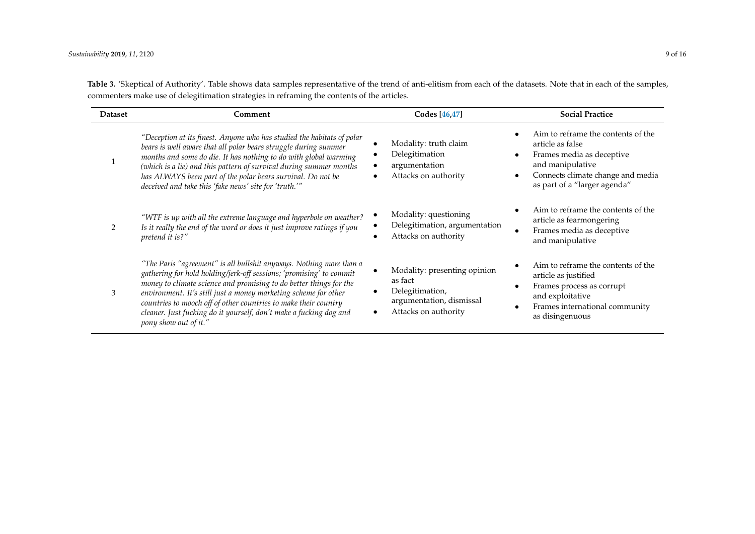**Table 3.** 'Skeptical of Authority'. Table shows data samples representative of the trend of anti-elitism from each of the datasets. Note that in each of the samples, commenters make use of delegitimation strategies in reframing the contents of the articles.

| Dataset | Comment | Codes [46,47] | Social Practice |
|---|---|---|---|
| 1 | *"Deception at its finest. Anyone who has studied the habitats of polar bears is well aware that all polar bears struggle during summer months and some do die. It has nothing to do with global warming (which is a lie) and this pattern of survival during summer months has ALWAYS been part of the polar bears survival. Do not be deceived and take this 'fake news' site for 'truth.'"* | • Modality: truth claim<br>• Delegitimation<br>• argumentation<br>• Attacks on authority | • Aim to reframe the contents of the article as false<br>• Frames media as deceptive and manipulative<br>• Connects climate change and media as part of a "larger agenda" |
| 2 | *"WTF is up with all the extreme language and hyperbole on weather? Is it really the end of the word or does it just improve ratings if you pretend it is?"* | • Modality: questioning<br>• Delegitimation, argumentation<br>• Attacks on authority | • Aim to reframe the contents of the article as fearmongering<br>• Frames media as deceptive and manipulative |
| 3 | *"The Paris "agreement" is all bullshit anyways. Nothing more than a gathering for hold holding/jerk-off sessions; 'promising' to commit money to climate science and promising to do better things for the environment. It's still just a money marketing scheme for other countries to mooch off of other countries to make their country cleaner. Just fucking do it yourself, don't make a fucking dog and pony show out of it."* | • Modality: presenting opinion as fact<br>• Delegitimation, argumentation, dismissal<br>• Attacks on authority | • Aim to reframe the contents of the article as justified<br>• Frames process as corrupt and exploitative<br>• Frames international community as disingenuous |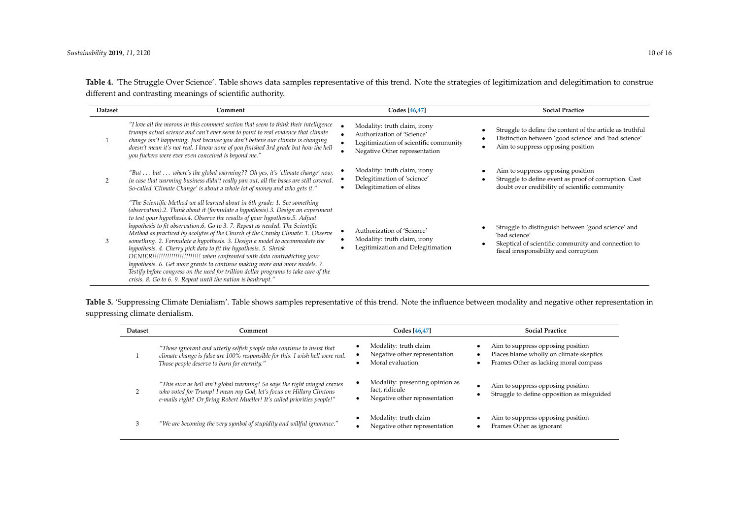**Table 4.** 'The Struggle Over Science'. Table shows data samples representative of this trend. Note the strategies of legitimization and delegitimation to construe different and contrasting meanings of scientific authority.

| Dataset | Comment | Codes [46,47] | Social Practice |
|---|---|---|---|
| 1 | *"I love all the morons in this comment section that seem to think their intelligence trumps actual science and can't ever seem to point to real evidence that climate change isn't happening. Just because you don't believe our climate is changing doesn't mean it's not real. I know none of you finished 3rd grade but how the hell you fuckers were ever even conceived is beyond me."* | • Modality: truth claim, irony<br>• Authorization of 'Science'<br>• Legitimization of scientific community<br>• Negative Other representation | • Struggle to define the content of the article as truthful<br>• Distinction between 'good science' and 'bad science'<br>• Aim to suppress opposing position |
| 2 | *"But ... but ... where's the global warming?? Oh yes, it's 'climate change' now, in case that warming business didn't really pan out, all the bases are still covered. So-called 'Climate Change' is about a whole lot of money and who gets it."* | • Modality: truth claim, irony<br>• Delegitimation of 'science'<br>• Delegitimation of elites | • Aim to suppress opposing position<br>• Struggle to define event as proof of corruption. Cast doubt over credibility of scientific community |
| 3 | *"The Scientific Method we all learned about in 6th grade: 1. See something (observation).2. Think about it (formulate a hypothesis).3. Design an experiment to test your hypothesis.4. Observe the results of your hypothesis.5. Adjust hypothesis to fit observation.6. Go to 3. 7. Repeat as needed. The Scientific Method as practiced by acolytes of the Church of the Cranky Climate: 1. Observe something. 2. Formulate a hypothesis. 3. Design a model to accommodate the hypothesis. 4. Cherry pick data to fit the hypothesis. 5. Shriek DENIER!!!!!!!!!!!!!!!!!!!!!!!! when confronted with data contradicting your hypothesis. 6. Get more grants to continue making more and more models. 7. Testify before congress on the need for trillion dollar programs to take care of the crisis. 8. Go to 6. 9. Repeat until the nation is bankrupt."* | • Authorization of 'Science'<br>• Modality: truth claim, irony<br>• Legitimization and Delegitimation | • Struggle to distinguish between 'good science' and 'bad science'<br>• Skeptical of scientific community and connection to fiscal irresponsibility and corruption |

**Table 5.** 'Suppressing Climate Denialism'. Table shows samples representative of this trend. Note the influence between modality and negative other representation in suppressing climate denialism.

| Dataset | Comment | Codes [46,47] | Social Practice |
|---|---|---|---|
| 1 | *"Those ignorant and utterly selfish people who continue to insist that climate change is false are 100% responsible for this. I wish hell were real. Those people deserve to burn for eternity."* | • Modality: truth claim<br>• Negative other representation<br>• Moral evaluation | • Aim to suppress opposing position<br>• Places blame wholly on climate skeptics<br>• Frames Other as lacking moral compass |
| 2 | *"This sure as hell ain't global warming! So says the right winged crazies who voted for Trump! I mean my God, let's focus on Hillary Clintons e-mails right? Or firing Robert Mueller! It's called priorities people!"* | • Modality: presenting opinion as fact, ridicule<br>• Negative other representation | • Aim to suppress opposing position<br>• Struggle to define opposition as misguided |
| 3 | *"We are becoming the very symbol of stupidity and willful ignorance."* | • Modality: truth claim<br>• Negative other representation | • Aim to suppress opposing position<br>• Frames Other as ignorant |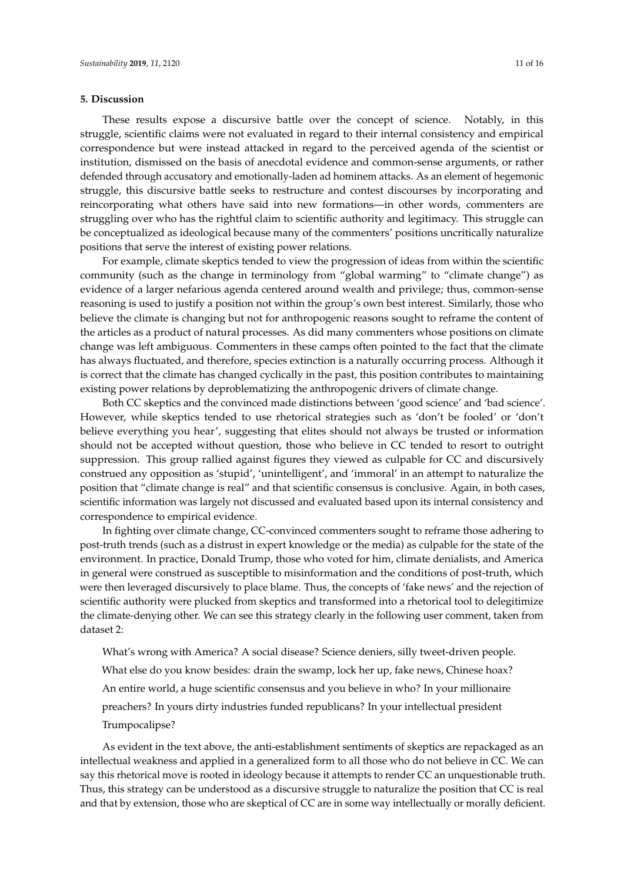## 5. Discussion

These results expose a discursive battle over the concept of science. Notably, in this struggle, scientific claims were not evaluated in regard to their internal consistency and empirical correspondence but were instead attacked in regard to the perceived agenda of the scientist or institution, dismissed on the basis of anecdotal evidence and common-sense arguments, or rather defended through accusatory and emotionally-laden ad hominem attacks. As an element of hegemonic struggle, this discursive battle seeks to restructure and contest discourses by incorporating and reincorporating what others have said into new formations—in other words, commenters are struggling over who has the rightful claim to scientific authority and legitimacy. This struggle can be conceptualized as ideological because many of the commenters' positions uncritically naturalize positions that serve the interest of existing power relations.

For example, climate skeptics tended to view the progression of ideas from within the scientific community (such as the change in terminology from "global warming" to "climate change") as evidence of a larger nefarious agenda centered around wealth and privilege; thus, common-sense reasoning is used to justify a position not within the group's own best interest. Similarly, those who believe the climate is changing but not for anthropogenic reasons sought to reframe the content of the articles as a product of natural processes. As did many commenters whose positions on climate change was left ambiguous. Commenters in these camps often pointed to the fact that the climate has always fluctuated, and therefore, species extinction is a naturally occurring process. Although it is correct that the climate has changed cyclically in the past, this position contributes to maintaining existing power relations by deproblematizing the anthropogenic drivers of climate change.

Both CC skeptics and the convinced made distinctions between 'good science' and 'bad science'. However, while skeptics tended to use rhetorical strategies such as 'don't be fooled' or 'don't believe everything you hear', suggesting that elites should not always be trusted or information should not be accepted without question, those who believe in CC tended to resort to outright suppression. This group rallied against figures they viewed as culpable for CC and discursively construed any opposition as 'stupid', 'unintelligent', and 'immoral' in an attempt to naturalize the position that "climate change is real" and that scientific consensus is conclusive. Again, in both cases, scientific information was largely not discussed and evaluated based upon its internal consistency and correspondence to empirical evidence.

In fighting over climate change, CC-convinced commenters sought to reframe those adhering to post-truth trends (such as a distrust in expert knowledge or the media) as culpable for the state of the environment. In practice, Donald Trump, those who voted for him, climate denialists, and America in general were construed as susceptible to misinformation and the conditions of post-truth, which were then leveraged discursively to place blame. Thus, the concepts of 'fake news' and the rejection of scientific authority were plucked from skeptics and transformed into a rhetorical tool to delegitimize the climate-denying other. We can see this strategy clearly in the following user comment, taken from dataset 2:

> What's wrong with America? A social disease? Science deniers, silly tweet-driven people. What else do you know besides: drain the swamp, lock her up, fake news, Chinese hoax? An entire world, a huge scientific consensus and you believe in who? In your millionaire preachers? In yours dirty industries funded republicans? In your intellectual president Trumpocalipse?

As evident in the text above, the anti-establishment sentiments of skeptics are repackaged as an intellectual weakness and applied in a generalized form to all those who do not believe in CC. We can say this rhetorical move is rooted in ideology because it attempts to render CC an unquestionable truth. Thus, this strategy can be understood as a discursive struggle to naturalize the position that CC is real and that by extension, those who are skeptical of CC are in some way intellectually or morally deficient.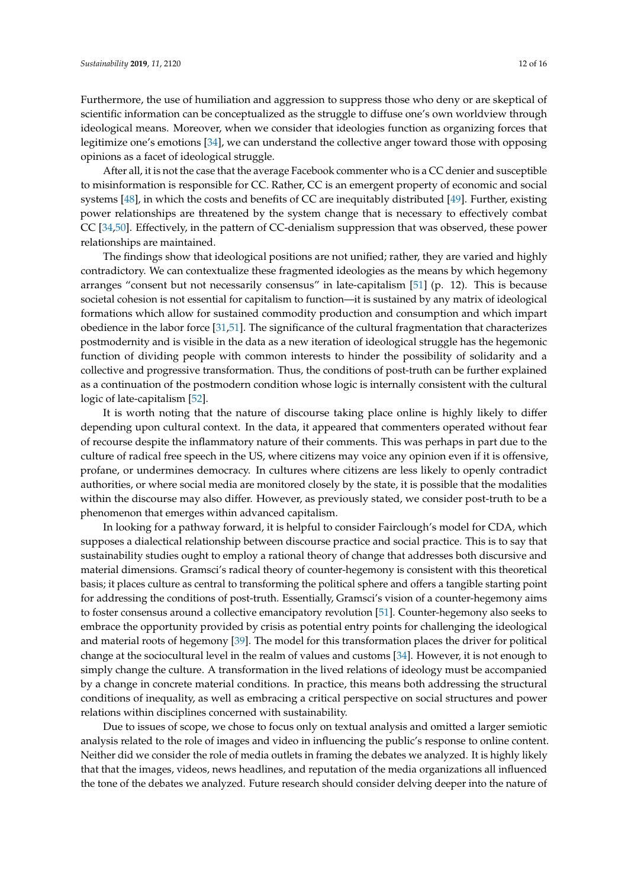Furthermore, the use of humiliation and aggression to suppress those who deny or are skeptical of scientific information can be conceptualized as the struggle to diffuse one's own worldview through ideological means. Moreover, when we consider that ideologies function as organizing forces that legitimize one's emotions [34], we can understand the collective anger toward those with opposing opinions as a facet of ideological struggle.

After all, it is not the case that the average Facebook commenter who is a CC denier and susceptible to misinformation is responsible for CC. Rather, CC is an emergent property of economic and social systems [48], in which the costs and benefits of CC are inequitably distributed [49]. Further, existing power relationships are threatened by the system change that is necessary to effectively combat CC [34,50]. Effectively, in the pattern of CC-denialism suppression that was observed, these power relationships are maintained.

The findings show that ideological positions are not unified; rather, they are varied and highly contradictory. We can contextualize these fragmented ideologies as the means by which hegemony arranges "consent but not necessarily consensus" in late-capitalism [51] (p. 12). This is because societal cohesion is not essential for capitalism to function—it is sustained by any matrix of ideological formations which allow for sustained commodity production and consumption and which impart obedience in the labor force [31,51]. The significance of the cultural fragmentation that characterizes postmodernity and is visible in the data as a new iteration of ideological struggle has the hegemonic function of dividing people with common interests to hinder the possibility of solidarity and a collective and progressive transformation. Thus, the conditions of post-truth can be further explained as a continuation of the postmodern condition whose logic is internally consistent with the cultural logic of late-capitalism [52].

It is worth noting that the nature of discourse taking place online is highly likely to differ depending upon cultural context. In the data, it appeared that commenters operated without fear of recourse despite the inflammatory nature of their comments. This was perhaps in part due to the culture of radical free speech in the US, where citizens may voice any opinion even if it is offensive, profane, or undermines democracy. In cultures where citizens are less likely to openly contradict authorities, or where social media are monitored closely by the state, it is possible that the modalities within the discourse may also differ. However, as previously stated, we consider post-truth to be a phenomenon that emerges within advanced capitalism.

In looking for a pathway forward, it is helpful to consider Fairclough's model for CDA, which supposes a dialectical relationship between discourse practice and social practice. This is to say that sustainability studies ought to employ a rational theory of change that addresses both discursive and material dimensions. Gramsci's radical theory of counter-hegemony is consistent with this theoretical basis; it places culture as central to transforming the political sphere and offers a tangible starting point for addressing the conditions of post-truth. Essentially, Gramsci's vision of a counter-hegemony aims to foster consensus around a collective emancipatory revolution [51]. Counter-hegemony also seeks to embrace the opportunity provided by crisis as potential entry points for challenging the ideological and material roots of hegemony [39]. The model for this transformation places the driver for political change at the sociocultural level in the realm of values and customs [34]. However, it is not enough to simply change the culture. A transformation in the lived relations of ideology must be accompanied by a change in concrete material conditions. In practice, this means both addressing the structural conditions of inequality, as well as embracing a critical perspective on social structures and power relations within disciplines concerned with sustainability.

Due to issues of scope, we chose to focus only on textual analysis and omitted a larger semiotic analysis related to the role of images and video in influencing the public's response to online content. Neither did we consider the role of media outlets in framing the debates we analyzed. It is highly likely that that the images, videos, news headlines, and reputation of the media organizations all influenced the tone of the debates we analyzed. Future research should consider delving deeper into the nature of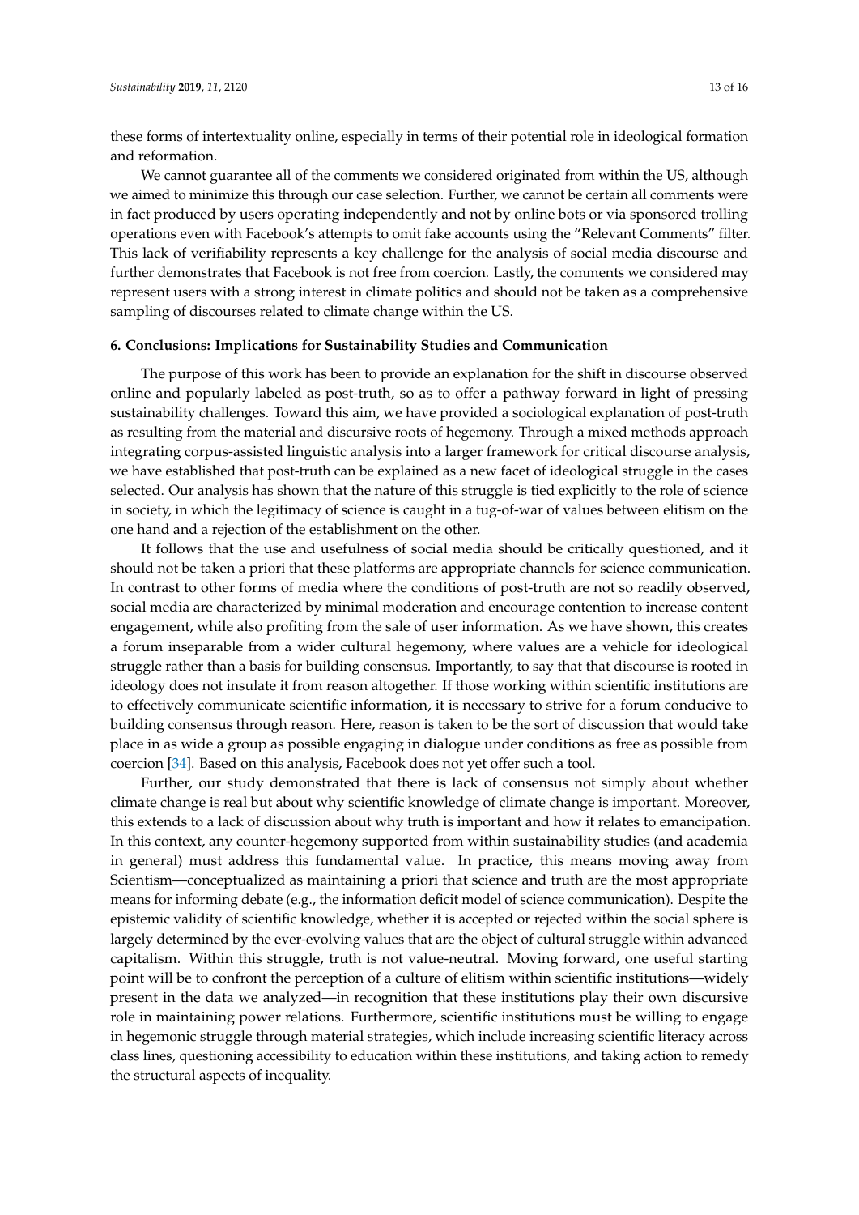these forms of intertextuality online, especially in terms of their potential role in ideological formation and reformation.

We cannot guarantee all of the comments we considered originated from within the US, although we aimed to minimize this through our case selection. Further, we cannot be certain all comments were in fact produced by users operating independently and not by online bots or via sponsored trolling operations even with Facebook's attempts to omit fake accounts using the "Relevant Comments" filter. This lack of verifiability represents a key challenge for the analysis of social media discourse and further demonstrates that Facebook is not free from coercion. Lastly, the comments we considered may represent users with a strong interest in climate politics and should not be taken as a comprehensive sampling of discourses related to climate change within the US.

## 6. Conclusions: Implications for Sustainability Studies and Communication

The purpose of this work has been to provide an explanation for the shift in discourse observed online and popularly labeled as post-truth, so as to offer a pathway forward in light of pressing sustainability challenges. Toward this aim, we have provided a sociological explanation of post-truth as resulting from the material and discursive roots of hegemony. Through a mixed methods approach integrating corpus-assisted linguistic analysis into a larger framework for critical discourse analysis, we have established that post-truth can be explained as a new facet of ideological struggle in the cases selected. Our analysis has shown that the nature of this struggle is tied explicitly to the role of science in society, in which the legitimacy of science is caught in a tug-of-war of values between elitism on the one hand and a rejection of the establishment on the other.

It follows that the use and usefulness of social media should be critically questioned, and it should not be taken a priori that these platforms are appropriate channels for science communication. In contrast to other forms of media where the conditions of post-truth are not so readily observed, social media are characterized by minimal moderation and encourage contention to increase content engagement, while also profiting from the sale of user information. As we have shown, this creates a forum inseparable from a wider cultural hegemony, where values are a vehicle for ideological struggle rather than a basis for building consensus. Importantly, to say that that discourse is rooted in ideology does not insulate it from reason altogether. If those working within scientific institutions are to effectively communicate scientific information, it is necessary to strive for a forum conducive to building consensus through reason. Here, reason is taken to be the sort of discussion that would take place in as wide a group as possible engaging in dialogue under conditions as free as possible from coercion [34]. Based on this analysis, Facebook does not yet offer such a tool.

Further, our study demonstrated that there is lack of consensus not simply about whether climate change is real but about why scientific knowledge of climate change is important. Moreover, this extends to a lack of discussion about why truth is important and how it relates to emancipation. In this context, any counter-hegemony supported from within sustainability studies (and academia in general) must address this fundamental value. In practice, this means moving away from Scientism—conceptualized as maintaining a priori that science and truth are the most appropriate means for informing debate (e.g., the information deficit model of science communication). Despite the epistemic validity of scientific knowledge, whether it is accepted or rejected within the social sphere is largely determined by the ever-evolving values that are the object of cultural struggle within advanced capitalism. Within this struggle, truth is not value-neutral. Moving forward, one useful starting point will be to confront the perception of a culture of elitism within scientific institutions—widely present in the data we analyzed—in recognition that these institutions play their own discursive role in maintaining power relations. Furthermore, scientific institutions must be willing to engage in hegemonic struggle through material strategies, which include increasing scientific literacy across class lines, questioning accessibility to education within these institutions, and taking action to remedy the structural aspects of inequality.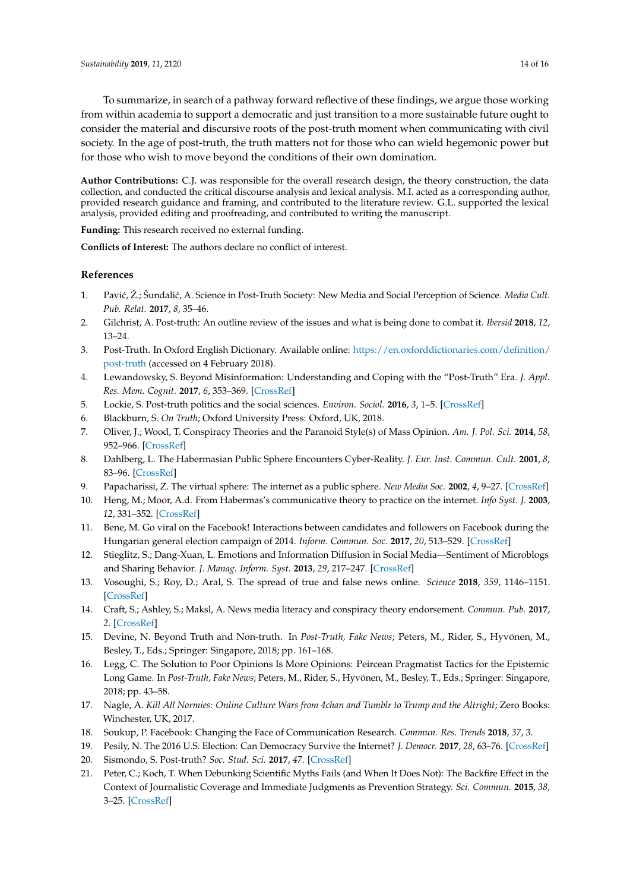To summarize, in search of a pathway forward reflective of these findings, we argue those working from within academia to support a democratic and just transition to a more sustainable future ought to consider the material and discursive roots of the post-truth moment when communicating with civil society. In the age of post-truth, the truth matters not for those who can wield hegemonic power but for those who wish to move beyond the conditions of their own domination.

**Author Contributions:** C.J. was responsible for the overall research design, the theory construction, the data collection, and conducted the critical discourse analysis and lexical analysis. M.I. acted as a corresponding author, provided research guidance and framing, and contributed to the literature review. G.L. supported the lexical analysis, provided editing and proofreading, and contributed to writing the manuscript.

**Funding:** This research received no external funding.

**Conflicts of Interest:** The authors declare no conflict of interest.

## References

1. Pavić, Ž.; Šundalić, A. Science in Post-Truth Society: New Media and Social Perception of Science. *Media Cult. Pub. Relat.* **2017**, *8*, 35–46.
2. Gilchrist, A. Post-truth: An outline review of the issues and what is being done to combat it. *Ibersid* **2018**, *12*, 13–24.
3. Post-Truth. In Oxford English Dictionary. Available online: https://en.oxforddictionaries.com/definition/post-truth (accessed on 4 February 2018).
4. Lewandowsky, S. Beyond Misinformation: Understanding and Coping with the "Post-Truth" Era. *J. Appl. Res. Mem. Cognit.* **2017**, *6*, 353–369. [CrossRef]
5. Lockie, S. Post-truth politics and the social sciences. *Environ. Sociol.* **2016**, *3*, 1–5. [CrossRef]
6. Blackburn, S. *On Truth*; Oxford University Press: Oxford, UK, 2018.
7. Oliver, J.; Wood, T. Conspiracy Theories and the Paranoid Style(s) of Mass Opinion. *Am. J. Pol. Sci.* **2014**, *58*, 952–966. [CrossRef]
8. Dahlberg, L. The Habermasian Public Sphere Encounters Cyber-Reality. *J. Eur. Inst. Commun. Cult.* **2001**, *8*, 83–96. [CrossRef]
9. Papacharissi, Z. The virtual sphere: The internet as a public sphere. *New Media Soc.* **2002**, *4*, 9–27. [CrossRef]
10. Heng, M.; Moor, A.d. From Habermas's communicative theory to practice on the internet. *Info Syst. J.* **2003**, *12*, 331–352. [CrossRef]
11. Bene, M. Go viral on the Facebook! Interactions between candidates and followers on Facebook during the Hungarian general election campaign of 2014. *Inform. Commun. Soc.* **2017**, *20*, 513–529. [CrossRef]
12. Stieglitz, S.; Dang-Xuan, L. Emotions and Information Diffusion in Social Media—Sentiment of Microblogs and Sharing Behavior. *J. Manag. Inform. Syst.* **2013**, *29*, 217–247. [CrossRef]
13. Vosoughi, S.; Roy, D.; Aral, S. The spread of true and false news online. *Science* **2018**, *359*, 1146–1151. [CrossRef]
14. Craft, S.; Ashley, S.; Maksl, A. News media literacy and conspiracy theory endorsement. *Commun. Pub.* **2017**, *2*. [CrossRef]
15. Devine, N. Beyond Truth and Non-truth. In *Post-Truth, Fake News*; Peters, M., Rider, S., Hyvönen, M., Besley, T., Eds.; Springer: Singapore, 2018; pp. 161–168.
16. Legg, C. The Solution to Poor Opinions Is More Opinions: Peircean Pragmatist Tactics for the Epistemic Long Game. In *Post-Truth, Fake News*; Peters, M., Rider, S., Hyvönen, M., Besley, T., Eds.; Springer: Singapore, 2018; pp. 43–58.
17. Nagle, A. *Kill All Normies: Online Culture Wars from 4chan and Tumblr to Trump and the Altright*; Zero Books: Winchester, UK, 2017.
18. Soukup, P. Facebook: Changing the Face of Communication Research. *Commun. Res. Trends* **2018**, *37*, 3.
19. Pesily, N. The 2016 U.S. Election: Can Democracy Survive the Internet? *J. Democr.* **2017**, *28*, 63–76. [CrossRef]
20. Sismondo, S. Post-truth? *Soc. Stud. Sci.* **2017**, *47*. [CrossRef]
21. Peter, C.; Koch, T. When Debunking Scientific Myths Fails (and When It Does Not): The Backfire Effect in the Context of Journalistic Coverage and Immediate Judgments as Prevention Strategy. *Sci. Commun.* **2015**, *38*, 3–25. [CrossRef]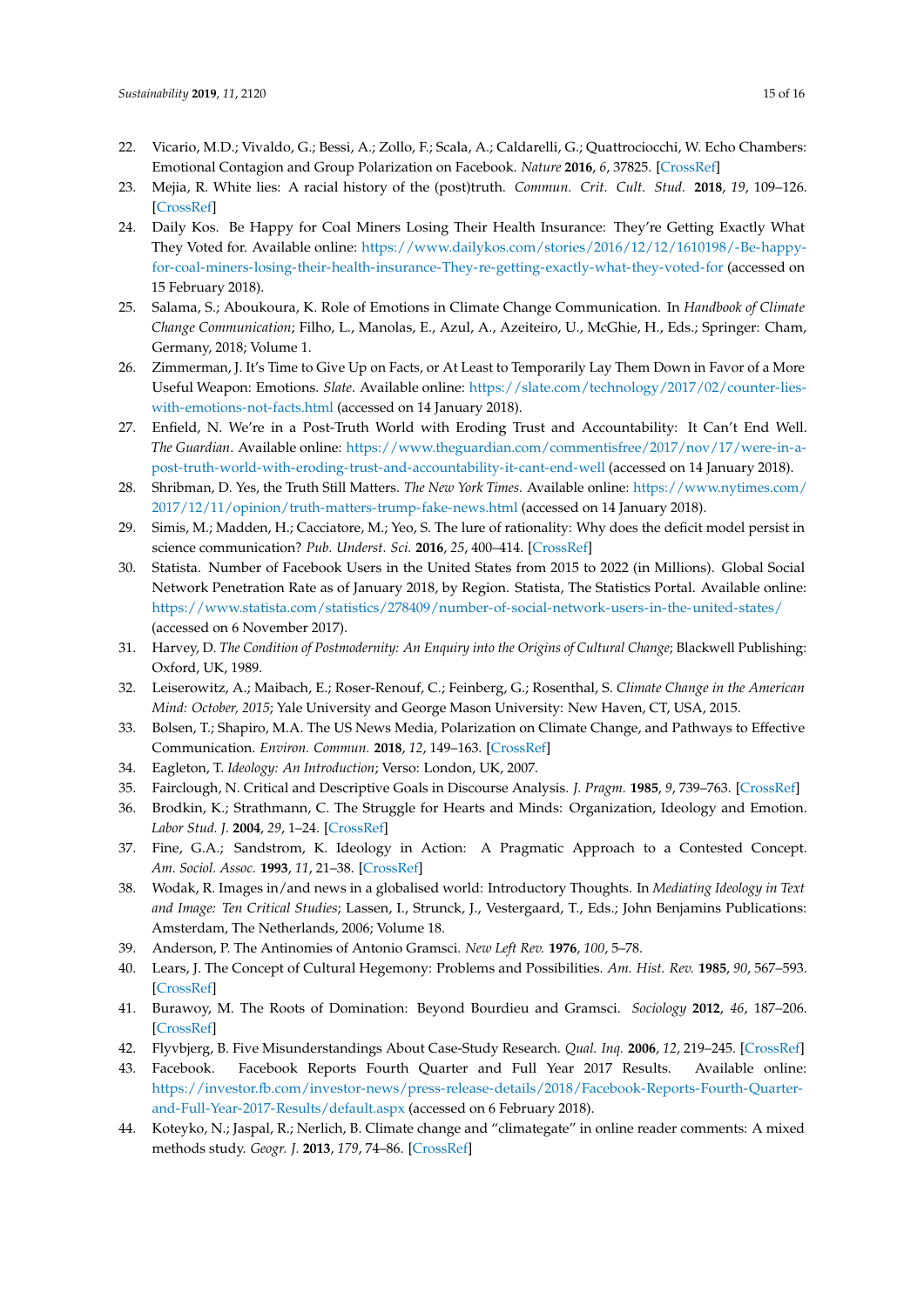22. Vicario, M.D.; Vivaldo, G.; Bessi, A.; Zollo, F.; Scala, A.; Caldarelli, G.; Quattrociocchi, W. Echo Chambers: Emotional Contagion and Group Polarization on Facebook. *Nature* **2016**, *6*, 37825. [CrossRef]
23. Mejia, R. White lies: A racial history of the (post)truth. *Commun. Crit. Cult. Stud.* **2018**, *19*, 109–126. [CrossRef]
24. Daily Kos. Be Happy for Coal Miners Losing Their Health Insurance: They're Getting Exactly What They Voted for. Available online: https://www.dailykos.com/stories/2016/12/12/1610198/-Be-happy-for-coal-miners-losing-their-health-insurance-They-re-getting-exactly-what-they-voted-for (accessed on 15 February 2018).
25. Salama, S.; Aboukoura, K. Role of Emotions in Climate Change Communication. In *Handbook of Climate Change Communication*; Filho, L., Manolas, E., Azul, A., Azeiteiro, U., McGhie, H., Eds.; Springer: Cham, Germany, 2018; Volume 1.
26. Zimmerman, J. It's Time to Give Up on Facts, or At Least to Temporarily Lay Them Down in Favor of a More Useful Weapon: Emotions. *Slate*. Available online: https://slate.com/technology/2017/02/counter-lies-with-emotions-not-facts.html (accessed on 14 January 2018).
27. Enfield, N. We're in a Post-Truth World with Eroding Trust and Accountability: It Can't End Well. *The Guardian*. Available online: https://www.theguardian.com/commentisfree/2017/nov/17/were-in-a-post-truth-world-with-eroding-trust-and-accountability-it-cant-end-well (accessed on 14 January 2018).
28. Shribman, D. Yes, the Truth Still Matters. *The New York Times*. Available online: https://www.nytimes.com/2017/12/11/opinion/truth-matters-trump-fake-news.html (accessed on 14 January 2018).
29. Simis, M.; Madden, H.; Cacciatore, M.; Yeo, S. The lure of rationality: Why does the deficit model persist in science communication? *Pub. Underst. Sci.* **2016**, *25*, 400–414. [CrossRef]
30. Statista. Number of Facebook Users in the United States from 2015 to 2022 (in Millions). Global Social Network Penetration Rate as of January 2018, by Region. Statista, The Statistics Portal. Available online: https://www.statista.com/statistics/278409/number-of-social-network-users-in-the-united-states/ (accessed on 6 November 2017).
31. Harvey, D. *The Condition of Postmodernity: An Enquiry into the Origins of Cultural Change*; Blackwell Publishing: Oxford, UK, 1989.
32. Leiserowitz, A.; Maibach, E.; Roser-Renouf, C.; Feinberg, G.; Rosenthal, S. *Climate Change in the American Mind: October, 2015*; Yale University and George Mason University: New Haven, CT, USA, 2015.
33. Bolsen, T.; Shapiro, M.A. The US News Media, Polarization on Climate Change, and Pathways to Effective Communication. *Environ. Commun.* **2018**, *12*, 149–163. [CrossRef]
34. Eagleton, T. *Ideology: An Introduction*; Verso: London, UK, 2007.
35. Fairclough, N. Critical and Descriptive Goals in Discourse Analysis. *J. Pragm.* **1985**, *9*, 739–763. [CrossRef]
36. Brodkin, K.; Strathmann, C. The Struggle for Hearts and Minds: Organization, Ideology and Emotion. *Labor Stud. J.* **2004**, *29*, 1–24. [CrossRef]
37. Fine, G.A.; Sandstrom, K. Ideology in Action: A Pragmatic Approach to a Contested Concept. *Am. Sociol. Assoc.* **1993**, *11*, 21–38. [CrossRef]
38. Wodak, R. Images in/and news in a globalised world: Introductory Thoughts. In *Mediating Ideology in Text and Image: Ten Critical Studies*; Lassen, I., Strunck, J., Vestergaard, T., Eds.; John Benjamins Publications: Amsterdam, The Netherlands, 2006; Volume 18.
39. Anderson, P. The Antinomies of Antonio Gramsci. *New Left Rev.* **1976**, *100*, 5–78.
40. Lears, J. The Concept of Cultural Hegemony: Problems and Possibilities. *Am. Hist. Rev.* **1985**, *90*, 567–593. [CrossRef]
41. Burawoy, M. The Roots of Domination: Beyond Bourdieu and Gramsci. *Sociology* **2012**, *46*, 187–206. [CrossRef]
42. Flyvbjerg, B. Five Misunderstandings About Case-Study Research. *Qual. Inq.* **2006**, *12*, 219–245. [CrossRef]
43. Facebook. Facebook Reports Fourth Quarter and Full Year 2017 Results. Available online: https://investor.fb.com/investor-news/press-release-details/2018/Facebook-Reports-Fourth-Quarter-and-Full-Year-2017-Results/default.aspx (accessed on 6 February 2018).
44. Koteyko, N.; Jaspal, R.; Nerlich, B. Climate change and "climategate" in online reader comments: A mixed methods study. *Geogr. J.* **2013**, *179*, 74–86. [CrossRef]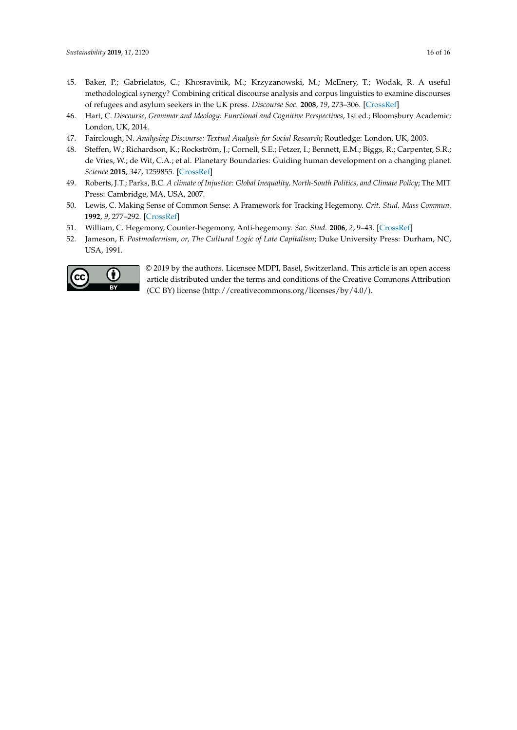45. Baker, P.; Gabrielatos, C.; Khosravinik, M.; Krzyzanowski, M.; McEnery, T.; Wodak, R. A useful methodological synergy? Combining critical discourse analysis and corpus linguistics to examine discourses of refugees and asylum seekers in the UK press. *Discourse Soc.* **2008**, *19*, 273–306. [CrossRef]
46. Hart, C. *Discourse, Grammar and Ideology: Functional and Cognitive Perspectives*, 1st ed.; Bloomsbury Academic: London, UK, 2014.
47. Fairclough, N. *Analysing Discourse: Textual Analysis for Social Research*; Routledge: London, UK, 2003.
48. Steffen, W.; Richardson, K.; Rockström, J.; Cornell, S.E.; Fetzer, I.; Bennett, E.M.; Biggs, R.; Carpenter, S.R.; de Vries, W.; de Wit, C.A.; et al. Planetary Boundaries: Guiding human development on a changing planet. *Science* **2015**, *347*, 1259855. [CrossRef]
49. Roberts, J.T.; Parks, B.C. *A climate of Injustice: Global Inequality, North-South Politics, and Climate Policy*; The MIT Press: Cambridge, MA, USA, 2007.
50. Lewis, C. Making Sense of Common Sense: A Framework for Tracking Hegemony. *Crit. Stud. Mass Commun.* **1992**, *9*, 277–292. [CrossRef]
51. William, C. Hegemony, Counter-hegemony, Anti-hegemony. *Soc. Stud.* **2006**, *2*, 9–43. [CrossRef]
52. Jameson, F. *Postmodernism, or, The Cultural Logic of Late Capitalism*; Duke University Press: Durham, NC, USA, 1991.

© 2019 by the authors. Licensee MDPI, Basel, Switzerland. This article is an open access article distributed under the terms and conditions of the Creative Commons Attribution (CC BY) license (http://creativecommons.org/licenses/by/4.0/).